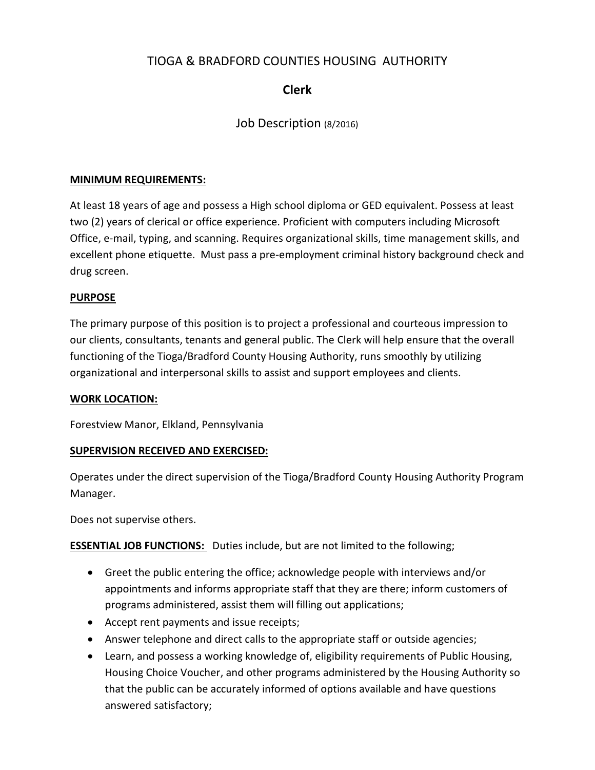# TIOGA & BRADFORD COUNTIES HOUSING AUTHORITY

## Clerk

### Job Description (8/2016)

**MINIMUM REQUIREMENTS:**

At least 18 years of age and possess a High school diploma or GED equivalent. Possess at least two (2) years of clerical or office experience. Proficient with computers including Microsoft Office, e-mail, typing, and scanning. Requires organizational skills, time management skills, and excellent phone etiquette. Must pass a pre-employment criminal history background check and drug screen.

**PURPOSE**

The primary purpose of this position is to project a professional and courteous impression to our clients, consultants, tenants and general public. The Clerk will help ensure that the overall functioning of the Tioga/Bradford County Housing Authority, runs smoothly by utilizing organizational and interpersonal skills to assist and support employees and clients.

**WORK LOCATION:**

Forestview Manor, Elkland, Pennsylvania

**SUPERVISION RECEIVED AND EXERCISED:**

Operates under the direct supervision of the Tioga/Bradford County Housing Authority Program Manager.

Does not supervise others.

**ESSENTIAL JOB FUNCTIONS:** Duties include, but are not limited to the following;

- Greet the public entering the office; acknowledge people with interviews and/or appointments and informs appropriate staff that they are there; inform customers of programs administered, assist them will filling out applications;
- Accept rent payments and issue receipts;
- Answer telephone and direct calls to the appropriate staff or outside agencies;
- Learn, and possess a working knowledge of, eligibility requirements of Public Housing, Housing Choice Voucher, and other programs administered by the Housing Authority so that the public can be accurately informed of options available and have questions answered satisfactory;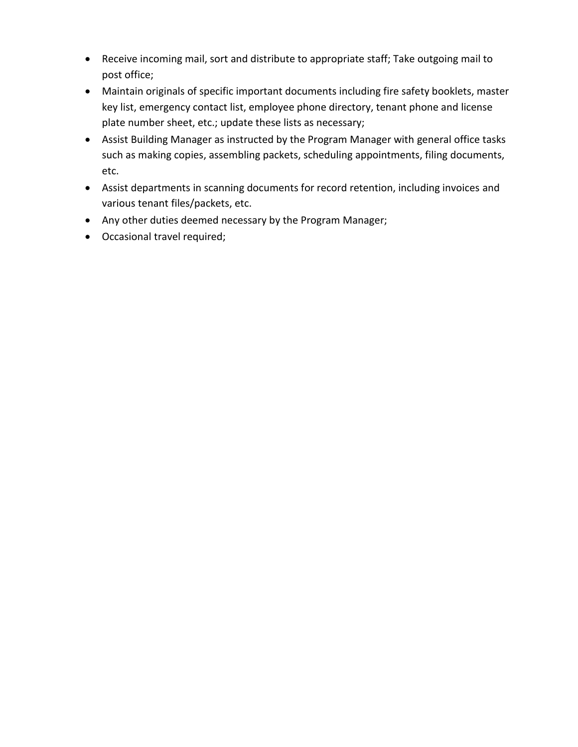- Receive incoming mail, sort and distribute to appropriate staff; Take outgoing mail to post office;
- Maintain originals of specific important documents including fire safety booklets, master key list, emergency contact list, employee phone directory, tenant phone and license plate number sheet, etc.; update these lists as necessary;
- Assist Building Manager as instructed by the Program Manager with general office tasks such as making copies, assembling packets, scheduling appointments, filing documents, etc.
- Assist departments in scanning documents for record retention, including invoices and various tenant files/packets, etc.
- Any other duties deemed necessary by the Program Manager;
- Occasional travel required;